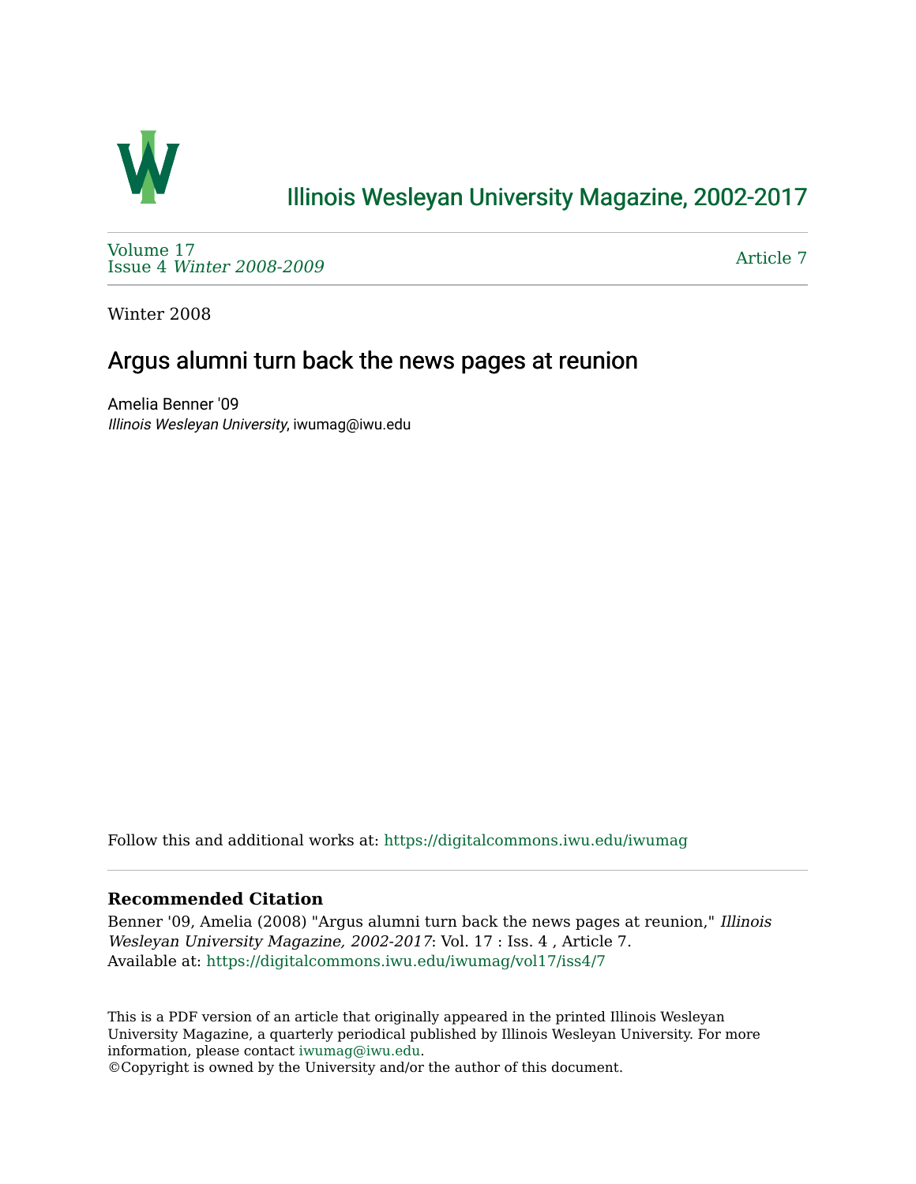# Illinois Wesleyan University Magazine, 2002-2017

Volume 17
Issue 4 *Winter 2008-2009*

Article 7

Winter 2008

## Argus alumni turn back the news pages at reunion

Amelia Benner '09
*Illinois Wesleyan University*, iwumag@iwu.edu

Follow this and additional works at: https://digitalcommons.iwu.edu/iwumag

**Recommended Citation**

Benner '09, Amelia (2008) "Argus alumni turn back the news pages at reunion," *Illinois Wesleyan University Magazine, 2002-2017*: Vol. 17 : Iss. 4 , Article 7.
Available at: https://digitalcommons.iwu.edu/iwumag/vol17/iss4/7

This is a PDF version of an article that originally appeared in the printed Illinois Wesleyan University Magazine, a quarterly periodical published by Illinois Wesleyan University. For more information, please contact iwumag@iwu.edu.
©Copyright is owned by the University and/or the author of this document.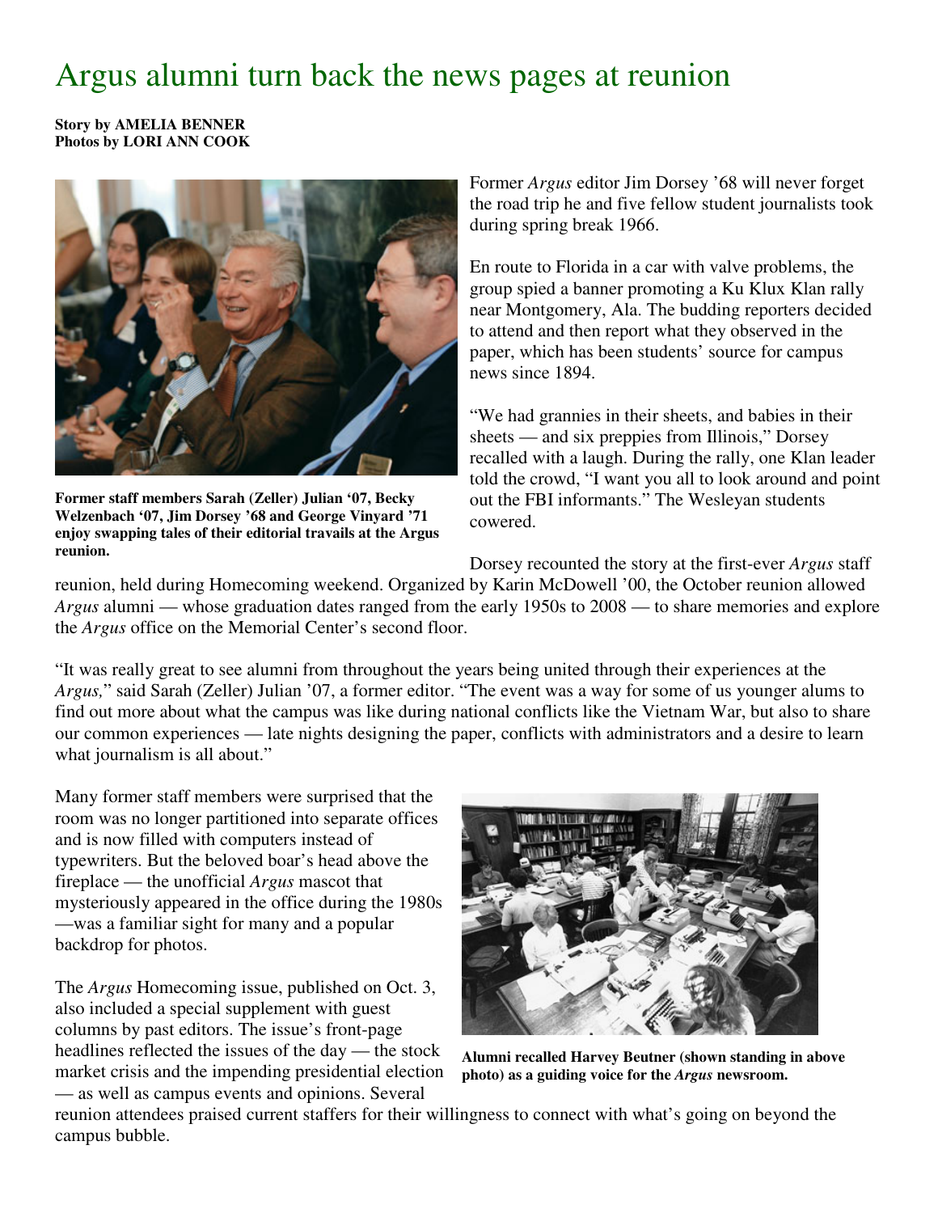# Argus alumni turn back the news pages at reunion

**Story by AMELIA BENNER**
**Photos by LORI ANN COOK**

**Former staff members Sarah (Zeller) Julian '07, Becky Welzenbach '07, Jim Dorsey '68 and George Vinyard '71 enjoy swapping tales of their editorial travails at the Argus reunion.**

Former *Argus* editor Jim Dorsey '68 will never forget the road trip he and five fellow student journalists took during spring break 1966.

En route to Florida in a car with valve problems, the group spied a banner promoting a Ku Klux Klan rally near Montgomery, Ala. The budding reporters decided to attend and then report what they observed in the paper, which has been students' source for campus news since 1894.

"We had grannies in their sheets, and babies in their sheets — and six preppies from Illinois," Dorsey recalled with a laugh. During the rally, one Klan leader told the crowd, "I want you all to look around and point out the FBI informants." The Wesleyan students cowered.

Dorsey recounted the story at the first-ever *Argus* staff reunion, held during Homecoming weekend. Organized by Karin McDowell '00, the October reunion allowed *Argus* alumni — whose graduation dates ranged from the early 1950s to 2008 — to share memories and explore the *Argus* office on the Memorial Center's second floor.

"It was really great to see alumni from throughout the years being united through their experiences at the *Argus,*" said Sarah (Zeller) Julian '07, a former editor. "The event was a way for some of us younger alums to find out more about what the campus was like during national conflicts like the Vietnam War, but also to share our common experiences — late nights designing the paper, conflicts with administrators and a desire to learn what journalism is all about."

Many former staff members were surprised that the room was no longer partitioned into separate offices and is now filled with computers instead of typewriters. But the beloved boar's head above the fireplace — the unofficial *Argus* mascot that mysteriously appeared in the office during the 1980s —was a familiar sight for many and a popular backdrop for photos.

**Alumni recalled Harvey Beutner (shown standing in above photo) as a guiding voice for the *Argus* newsroom.**

The *Argus* Homecoming issue, published on Oct. 3, also included a special supplement with guest columns by past editors. The issue's front-page headlines reflected the issues of the day — the stock market crisis and the impending presidential election — as well as campus events and opinions. Several reunion attendees praised current staffers for their willingness to connect with what's going on beyond the campus bubble.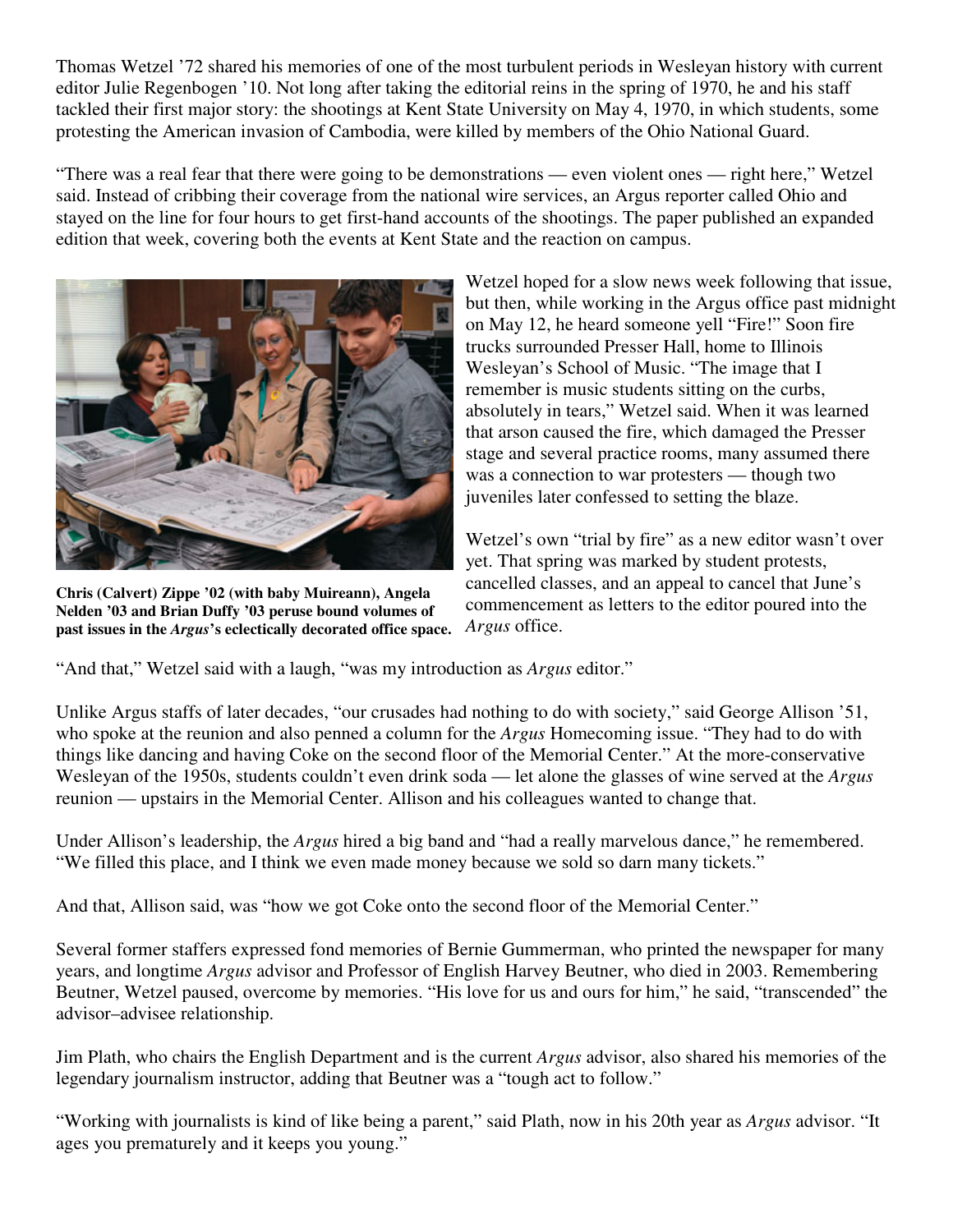Thomas Wetzel ’72 shared his memories of one of the most turbulent periods in Wesleyan history with current editor Julie Regenbogen ’10. Not long after taking the editorial reins in the spring of 1970, he and his staff tackled their first major story: the shootings at Kent State University on May 4, 1970, in which students, some protesting the American invasion of Cambodia, were killed by members of the Ohio National Guard.

“There was a real fear that there were going to be demonstrations — even violent ones — right here,” Wetzel said. Instead of cribbing their coverage from the national wire services, an Argus reporter called Ohio and stayed on the line for four hours to get first-hand accounts of the shootings. The paper published an expanded edition that week, covering both the events at Kent State and the reaction on campus.

**Chris (Calvert) Zippe ’02 (with baby Muireann), Angela Nelden ’03 and Brian Duffy ’03 peruse bound volumes of past issues in the *Argus*’s eclectically decorated office space.**

Wetzel hoped for a slow news week following that issue, but then, while working in the Argus office past midnight on May 12, he heard someone yell “Fire!” Soon fire trucks surrounded Presser Hall, home to Illinois Wesleyan’s School of Music. “The image that I remember is music students sitting on the curbs, absolutely in tears,” Wetzel said. When it was learned that arson caused the fire, which damaged the Presser stage and several practice rooms, many assumed there was a connection to war protesters — though two juveniles later confessed to setting the blaze.

Wetzel’s own “trial by fire” as a new editor wasn’t over yet. That spring was marked by student protests, cancelled classes, and an appeal to cancel that June’s commencement as letters to the editor poured into the *Argus* office.

“And that,” Wetzel said with a laugh, “was my introduction as *Argus* editor.”

Unlike Argus staffs of later decades, “our crusades had nothing to do with society,” said George Allison ’51, who spoke at the reunion and also penned a column for the *Argus* Homecoming issue. “They had to do with things like dancing and having Coke on the second floor of the Memorial Center.” At the more-conservative Wesleyan of the 1950s, students couldn’t even drink soda — let alone the glasses of wine served at the *Argus* reunion — upstairs in the Memorial Center. Allison and his colleagues wanted to change that.

Under Allison’s leadership, the *Argus* hired a big band and “had a really marvelous dance,” he remembered. “We filled this place, and I think we even made money because we sold so darn many tickets.”

And that, Allison said, was “how we got Coke onto the second floor of the Memorial Center.”

Several former staffers expressed fond memories of Bernie Gummerman, who printed the newspaper for many years, and longtime *Argus* advisor and Professor of English Harvey Beutner, who died in 2003. Remembering Beutner, Wetzel paused, overcome by memories. “His love for us and ours for him,” he said, “transcended” the advisor–advisee relationship.

Jim Plath, who chairs the English Department and is the current *Argus* advisor, also shared his memories of the legendary journalism instructor, adding that Beutner was a “tough act to follow.”

“Working with journalists is kind of like being a parent,” said Plath, now in his 20th year as *Argus* advisor. “It ages you prematurely and it keeps you young.”